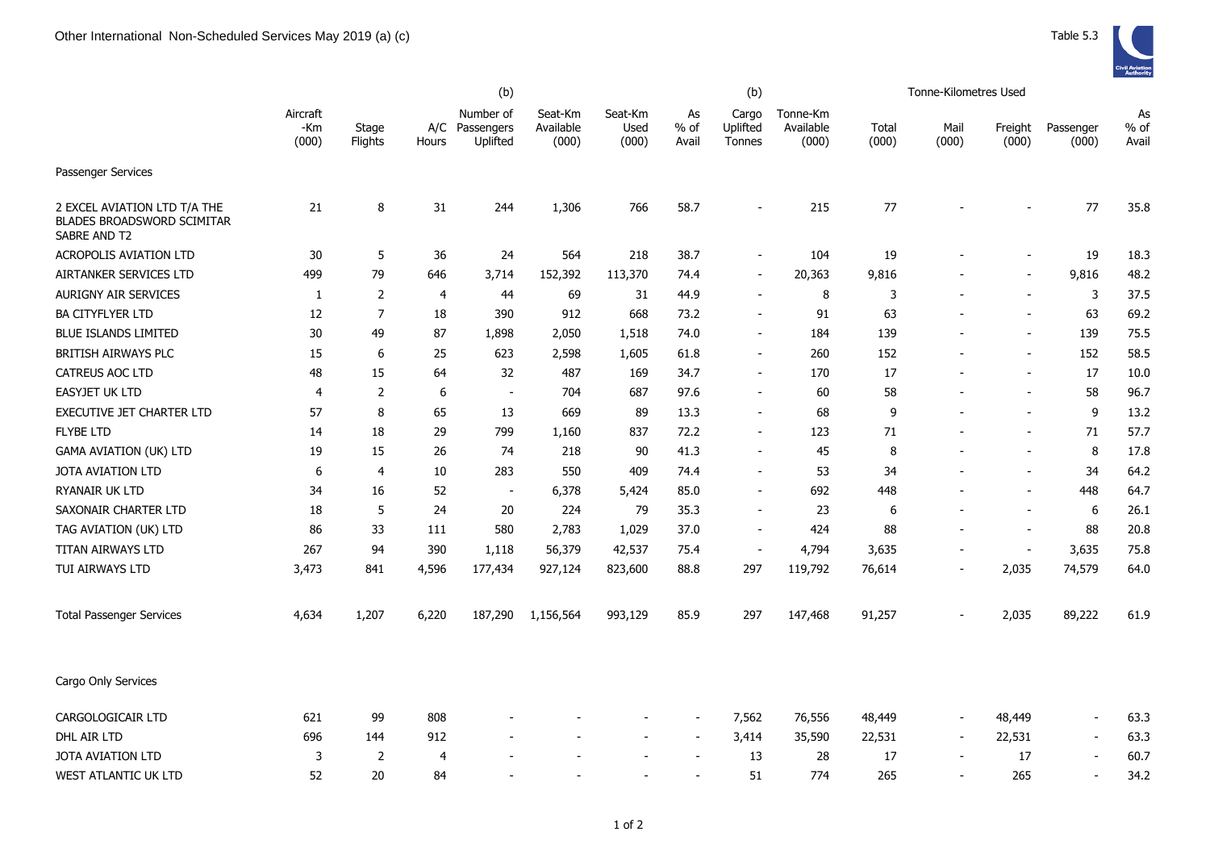Other International Non-Scheduled Services May 2019 (a) (c)

Table 5.3

| | Aircraft -Km (000) | Stage Flights | A/C Hours | (b) Number of Passengers Uplifted | Seat-Km Available (000) | Seat-Km Used (000) | As % of Avail | (b) Cargo Uplifted Tonnes | Tonne-Km Available (000) | Tonne-Kilometres Used Total (000) | Mail (000) | Freight (000) | Passenger (000) | As % of Avail |
|---|---|---|---|---|---|---|---|---|---|---|---|---|---|---|
| Passenger Services | | | | | | | | | | | | | | |
| 2 EXCEL AVIATION LTD T/A THE BLADES BROADSWORD SCIMITAR SABRE AND T2 | 21 | 8 | 31 | 244 | 1,306 | 766 | 58.7 | - | 215 | 77 | - | - | 77 | 35.8 |
| ACROPOLIS AVIATION LTD | 30 | 5 | 36 | 24 | 564 | 218 | 38.7 | - | 104 | 19 | - | - | 19 | 18.3 |
| AIRTANKER SERVICES LTD | 499 | 79 | 646 | 3,714 | 152,392 | 113,370 | 74.4 | - | 20,363 | 9,816 | - | - | 9,816 | 48.2 |
| AURIGNY AIR SERVICES | 1 | 2 | 4 | 44 | 69 | 31 | 44.9 | - | 8 | 3 | - | - | 3 | 37.5 |
| BA CITYFLYER LTD | 12 | 7 | 18 | 390 | 912 | 668 | 73.2 | - | 91 | 63 | - | - | 63 | 69.2 |
| BLUE ISLANDS LIMITED | 30 | 49 | 87 | 1,898 | 2,050 | 1,518 | 74.0 | - | 184 | 139 | - | - | 139 | 75.5 |
| BRITISH AIRWAYS PLC | 15 | 6 | 25 | 623 | 2,598 | 1,605 | 61.8 | - | 260 | 152 | - | - | 152 | 58.5 |
| CATREUS AOC LTD | 48 | 15 | 64 | 32 | 487 | 169 | 34.7 | - | 170 | 17 | - | - | 17 | 10.0 |
| EASYJET UK LTD | 4 | 2 | 6 | - | 704 | 687 | 97.6 | - | 60 | 58 | - | - | 58 | 96.7 |
| EXECUTIVE JET CHARTER LTD | 57 | 8 | 65 | 13 | 669 | 89 | 13.3 | - | 68 | 9 | - | - | 9 | 13.2 |
| FLYBE LTD | 14 | 18 | 29 | 799 | 1,160 | 837 | 72.2 | - | 123 | 71 | - | - | 71 | 57.7 |
| GAMA AVIATION (UK) LTD | 19 | 15 | 26 | 74 | 218 | 90 | 41.3 | - | 45 | 8 | - | - | 8 | 17.8 |
| JOTA AVIATION LTD | 6 | 4 | 10 | 283 | 550 | 409 | 74.4 | - | 53 | 34 | - | - | 34 | 64.2 |
| RYANAIR UK LTD | 34 | 16 | 52 | - | 6,378 | 5,424 | 85.0 | - | 692 | 448 | - | - | 448 | 64.7 |
| SAXONAIR CHARTER LTD | 18 | 5 | 24 | 20 | 224 | 79 | 35.3 | - | 23 | 6 | - | - | 6 | 26.1 |
| TAG AVIATION (UK) LTD | 86 | 33 | 111 | 580 | 2,783 | 1,029 | 37.0 | - | 424 | 88 | - | - | 88 | 20.8 |
| TITAN AIRWAYS LTD | 267 | 94 | 390 | 1,118 | 56,379 | 42,537 | 75.4 | - | 4,794 | 3,635 | - | - | 3,635 | 75.8 |
| TUI AIRWAYS LTD | 3,473 | 841 | 4,596 | 177,434 | 927,124 | 823,600 | 88.8 | 297 | 119,792 | 76,614 | - | 2,035 | 74,579 | 64.0 |
| Total Passenger Services | 4,634 | 1,207 | 6,220 | 187,290 | 1,156,564 | 993,129 | 85.9 | 297 | 147,468 | 91,257 | - | 2,035 | 89,222 | 61.9 |
| Cargo Only Services | | | | | | | | | | | | | | |
| CARGOLOGICAIR LTD | 621 | 99 | 808 | - | - | - | - | 7,562 | 76,556 | 48,449 | - | 48,449 | - | 63.3 |
| DHL AIR LTD | 696 | 144 | 912 | - | - | - | - | 3,414 | 35,590 | 22,531 | - | 22,531 | - | 63.3 |
| JOTA AVIATION LTD | 3 | 2 | 4 | - | - | - | - | 13 | 28 | 17 | - | 17 | - | 60.7 |
| WEST ATLANTIC UK LTD | 52 | 20 | 84 | - | - | - | - | 51 | 774 | 265 | - | 265 | - | 34.2 |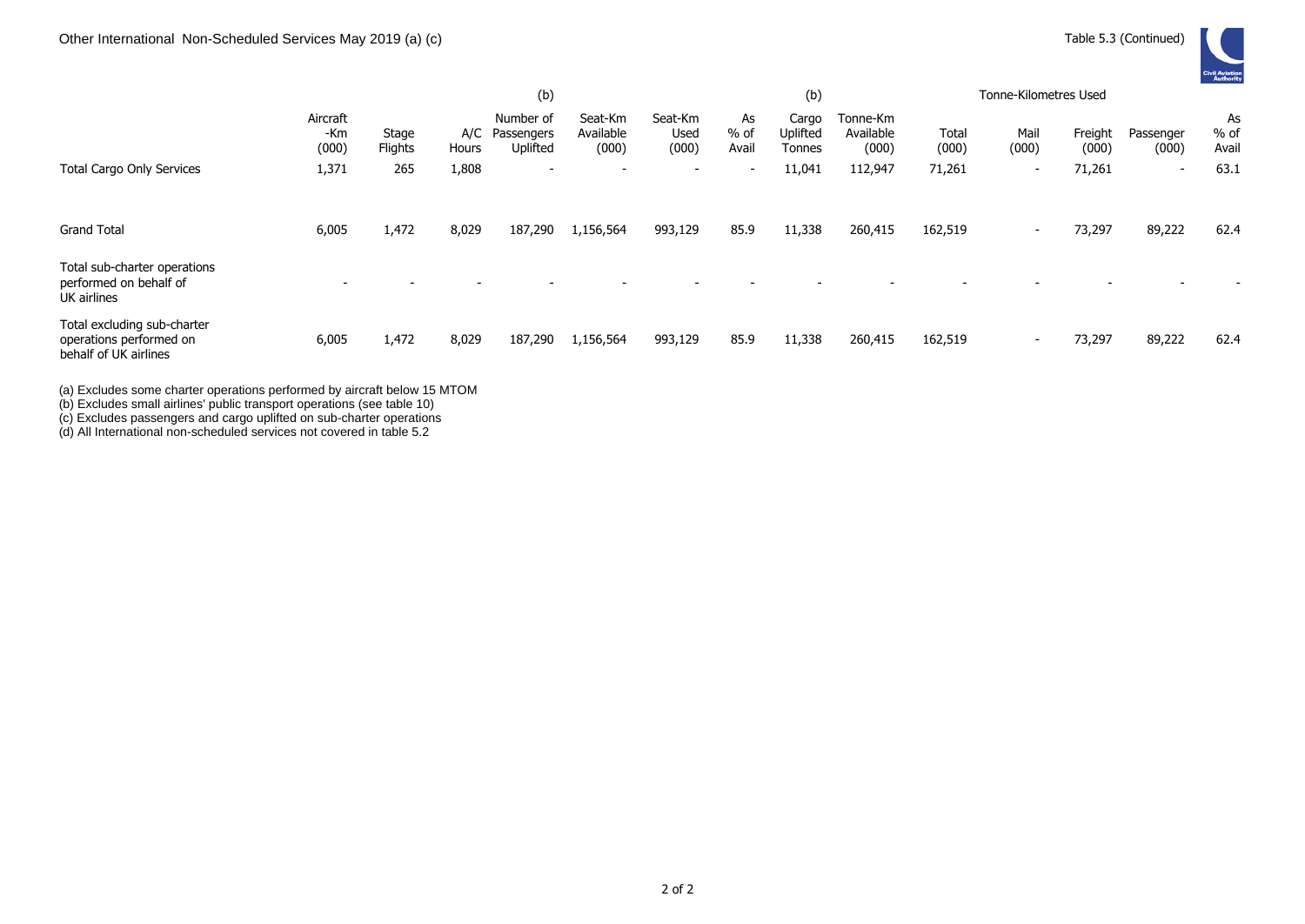## Other International Non-Scheduled Services May 2019 (a) (c)

Table 5.3 (Continued)

| | Aircraft -Km (000) | Stage Flights | A/C Hours | (b) Number of Passengers Uplifted | Seat-Km Available (000) | Seat-Km Used (000) | As % of Avail | (b) Cargo Uplifted Tonnes | Tonne-Km Available (000) | Tonne-Kilometres Used Total (000) | Mail (000) | Freight (000) | Passenger (000) | As % of Avail |
|---|---|---|---|---|---|---|---|---|---|---|---|---|---|---|
| Total Cargo Only Services | 1,371 | 265 | 1,808 | - | - | - | - | 11,041 | 112,947 | 71,261 | - | 71,261 | - | 63.1 |
| Grand Total | 6,005 | 1,472 | 8,029 | 187,290 | 1,156,564 | 993,129 | 85.9 | 11,338 | 260,415 | 162,519 | - | 73,297 | 89,222 | 62.4 |
| Total sub-charter operations performed on behalf of UK airlines | - | - | - | - | - | - | - | - | - | - | - | - | - | - |
| Total excluding sub-charter operations performed on behalf of UK airlines | 6,005 | 1,472 | 8,029 | 187,290 | 1,156,564 | 993,129 | 85.9 | 11,338 | 260,415 | 162,519 | - | 73,297 | 89,222 | 62.4 |

(a) Excludes some charter operations performed by aircraft below 15 MTOM
(b) Excludes small airlines' public transport operations (see table 10)
(c) Excludes passengers and cargo uplifted on sub-charter operations
(d) All International non-scheduled services not covered in table 5.2